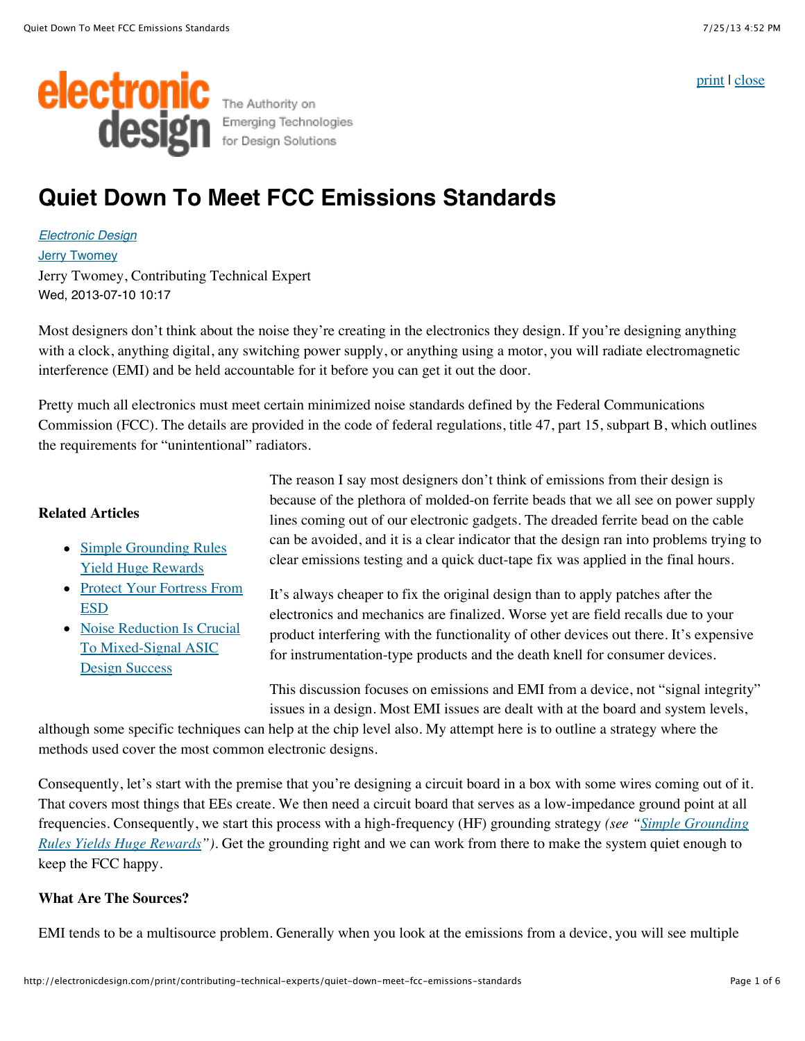# Quiet Down To Meet FCC Emissions Standards

[Electronic Design](#)
[Jerry Twomey](#)
Jerry Twomey, Contributing Technical Expert
Wed, 2013-07-10 10:17

Most designers don't think about the noise they're creating in the electronics they design. If you're designing anything with a clock, anything digital, any switching power supply, or anything using a motor, you will radiate electromagnetic interference (EMI) and be held accountable for it before you can get it out the door.

Pretty much all electronics must meet certain minimized noise standards defined by the Federal Communications Commission (FCC). The details are provided in the code of federal regulations, title 47, part 15, subpart B, which outlines the requirements for "unintentional" radiators.

**Related Articles**

- Simple Grounding Rules Yield Huge Rewards
- Protect Your Fortress From ESD
- Noise Reduction Is Crucial To Mixed-Signal ASIC Design Success

The reason I say most designers don't think of emissions from their design is because of the plethora of molded-on ferrite beads that we all see on power supply lines coming out of our electronic gadgets. The dreaded ferrite bead on the cable can be avoided, and it is a clear indicator that the design ran into problems trying to clear emissions testing and a quick duct-tape fix was applied in the final hours.

It's always cheaper to fix the original design than to apply patches after the electronics and mechanics are finalized. Worse yet are field recalls due to your product interfering with the functionality of other devices out there. It's expensive for instrumentation-type products and the death knell for consumer devices.

This discussion focuses on emissions and EMI from a device, not "signal integrity" issues in a design. Most EMI issues are dealt with at the board and system levels, although some specific techniques can help at the chip level also. My attempt here is to outline a strategy where the methods used cover the most common electronic designs.

Consequently, let's start with the premise that you're designing a circuit board in a box with some wires coming out of it. That covers most things that EEs create. We then need a circuit board that serves as a low-impedance ground point at all frequencies. Consequently, we start this process with a high-frequency (HF) grounding strategy *(see "Simple Grounding Rules Yields Huge Rewards")*. Get the grounding right and we can work from there to make the system quiet enough to keep the FCC happy.

**What Are The Sources?**

EMI tends to be a multisource problem. Generally when you look at the emissions from a device, you will see multiple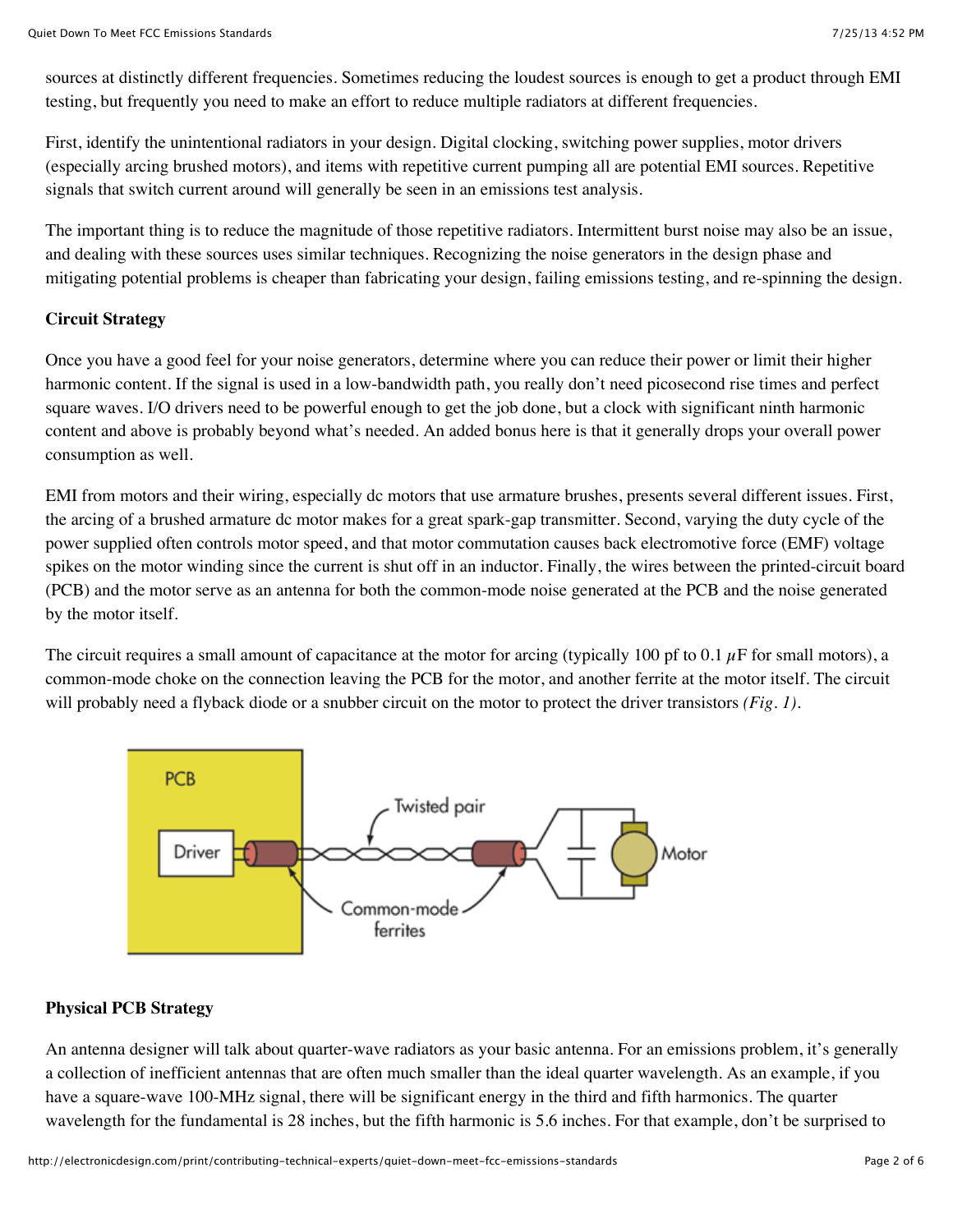sources at distinctly different frequencies. Sometimes reducing the loudest sources is enough to get a product through EMI testing, but frequently you need to make an effort to reduce multiple radiators at different frequencies.

First, identify the unintentional radiators in your design. Digital clocking, switching power supplies, motor drivers (especially arcing brushed motors), and items with repetitive current pumping all are potential EMI sources. Repetitive signals that switch current around will generally be seen in an emissions test analysis.

The important thing is to reduce the magnitude of those repetitive radiators. Intermittent burst noise may also be an issue, and dealing with these sources uses similar techniques. Recognizing the noise generators in the design phase and mitigating potential problems is cheaper than fabricating your design, failing emissions testing, and re-spinning the design.

**Circuit Strategy**

Once you have a good feel for your noise generators, determine where you can reduce their power or limit their higher harmonic content. If the signal is used in a low-bandwidth path, you really don't need picosecond rise times and perfect square waves. I/O drivers need to be powerful enough to get the job done, but a clock with significant ninth harmonic content and above is probably beyond what's needed. An added bonus here is that it generally drops your overall power consumption as well.

EMI from motors and their wiring, especially dc motors that use armature brushes, presents several different issues. First, the arcing of a brushed armature dc motor makes for a great spark-gap transmitter. Second, varying the duty cycle of the power supplied often controls motor speed, and that motor commutation causes back electromotive force (EMF) voltage spikes on the motor winding since the current is shut off in an inductor. Finally, the wires between the printed-circuit board (PCB) and the motor serve as an antenna for both the common-mode noise generated at the PCB and the noise generated by the motor itself.

The circuit requires a small amount of capacitance at the motor for arcing (typically 100 pf to 0.1 $\mu$F for small motors), a common-mode choke on the connection leaving the PCB for the motor, and another ferrite at the motor itself. The circuit will probably need a flyback diode or a snubber circuit on the motor to protect the driver transistors *(Fig. 1)*.

PCB

Driver

Twisted pair

Motor

Common-mode ferrites

**Physical PCB Strategy**

An antenna designer will talk about quarter-wave radiators as your basic antenna. For an emissions problem, it's generally a collection of inefficient antennas that are often much smaller than the ideal quarter wavelength. As an example, if you have a square-wave 100-MHz signal, there will be significant energy in the third and fifth harmonics. The quarter wavelength for the fundamental is 28 inches, but the fifth harmonic is 5.6 inches. For that example, don't be surprised to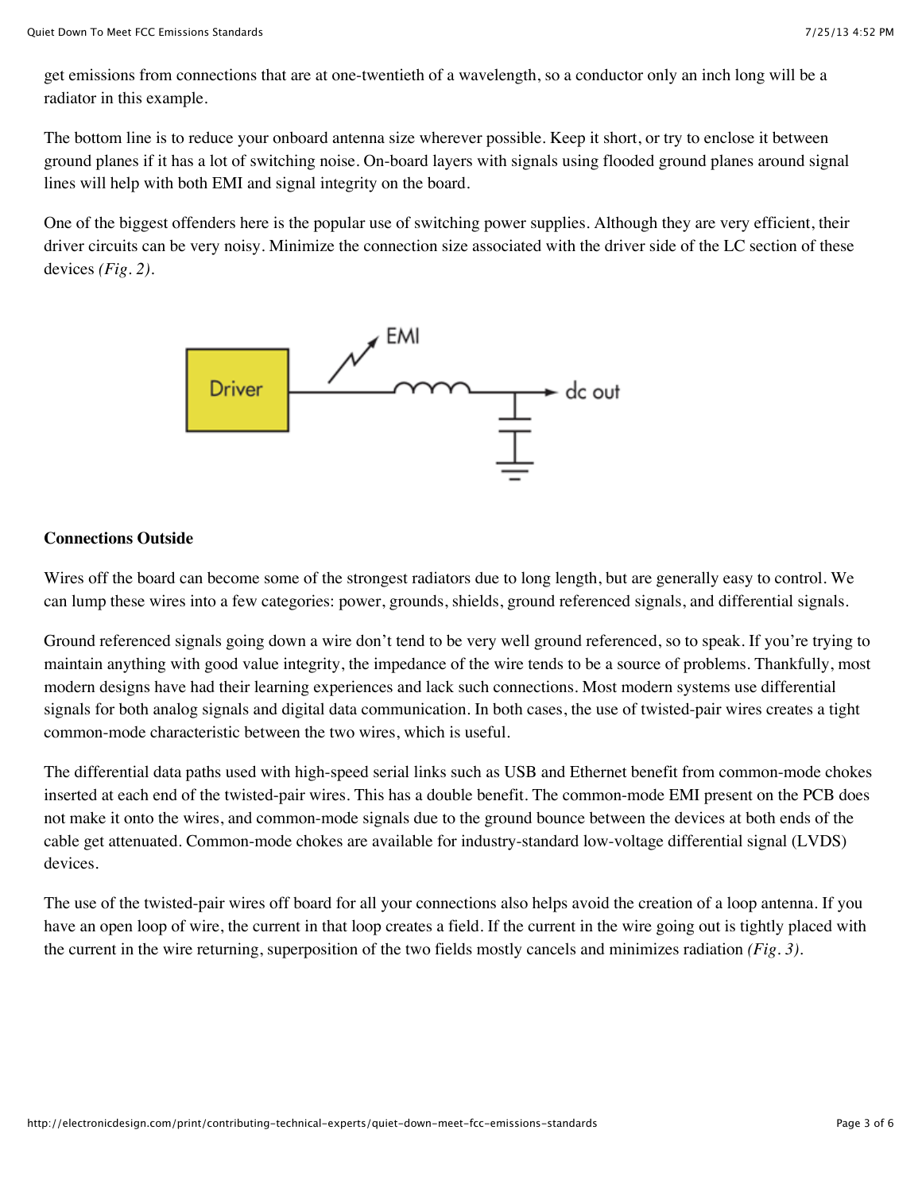get emissions from connections that are at one-twentieth of a wavelength, so a conductor only an inch long will be a radiator in this example.

The bottom line is to reduce your onboard antenna size wherever possible. Keep it short, or try to enclose it between ground planes if it has a lot of switching noise. On-board layers with signals using flooded ground planes around signal lines will help with both EMI and signal integrity on the board.

One of the biggest offenders here is the popular use of switching power supplies. Although they are very efficient, their driver circuits can be very noisy. Minimize the connection size associated with the driver side of the LC section of these devices *(Fig. 2)*.

**Connections Outside**

Wires off the board can become some of the strongest radiators due to long length, but are generally easy to control. We can lump these wires into a few categories: power, grounds, shields, ground referenced signals, and differential signals.

Ground referenced signals going down a wire don't tend to be very well ground referenced, so to speak. If you're trying to maintain anything with good value integrity, the impedance of the wire tends to be a source of problems. Thankfully, most modern designs have had their learning experiences and lack such connections. Most modern systems use differential signals for both analog signals and digital data communication. In both cases, the use of twisted-pair wires creates a tight common-mode characteristic between the two wires, which is useful.

The differential data paths used with high-speed serial links such as USB and Ethernet benefit from common-mode chokes inserted at each end of the twisted-pair wires. This has a double benefit. The common-mode EMI present on the PCB does not make it onto the wires, and common-mode signals due to the ground bounce between the devices at both ends of the cable get attenuated. Common-mode chokes are available for industry-standard low-voltage differential signal (LVDS) devices.

The use of the twisted-pair wires off board for all your connections also helps avoid the creation of a loop antenna. If you have an open loop of wire, the current in that loop creates a field. If the current in the wire going out is tightly placed with the current in the wire returning, superposition of the two fields mostly cancels and minimizes radiation *(Fig. 3)*.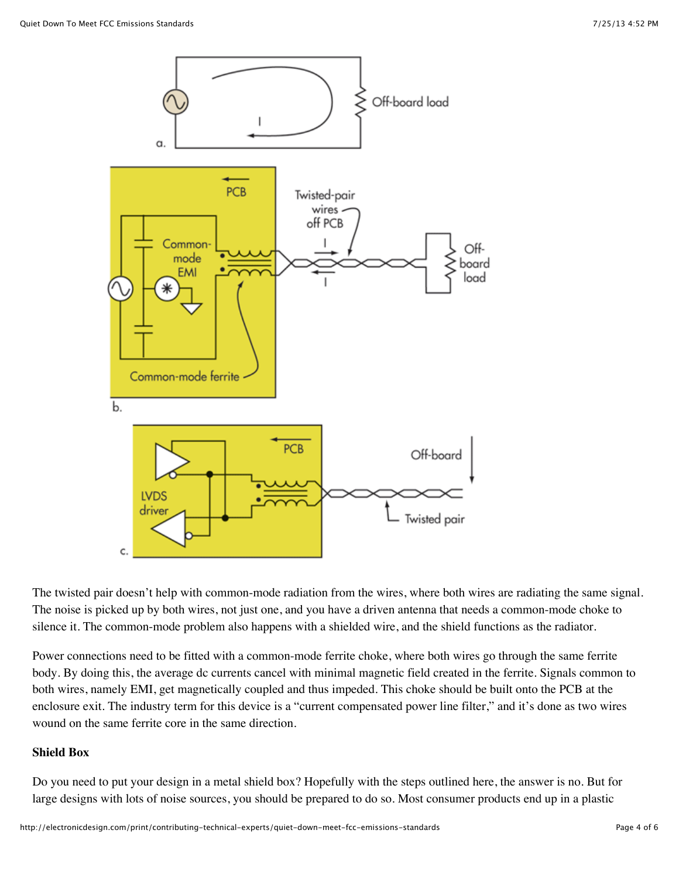The twisted pair doesn't help with common-mode radiation from the wires, where both wires are radiating the same signal. The noise is picked up by both wires, not just one, and you have a driven antenna that needs a common-mode choke to silence it. The common-mode problem also happens with a shielded wire, and the shield functions as the radiator.

Power connections need to be fitted with a common-mode ferrite choke, where both wires go through the same ferrite body. By doing this, the average dc currents cancel with minimal magnetic field created in the ferrite. Signals common to both wires, namely EMI, get magnetically coupled and thus impeded. This choke should be built onto the PCB at the enclosure exit. The industry term for this device is a "current compensated power line filter," and it's done as two wires wound on the same ferrite core in the same direction.

**Shield Box**

Do you need to put your design in a metal shield box? Hopefully with the steps outlined here, the answer is no. But for large designs with lots of noise sources, you should be prepared to do so. Most consumer products end up in a plastic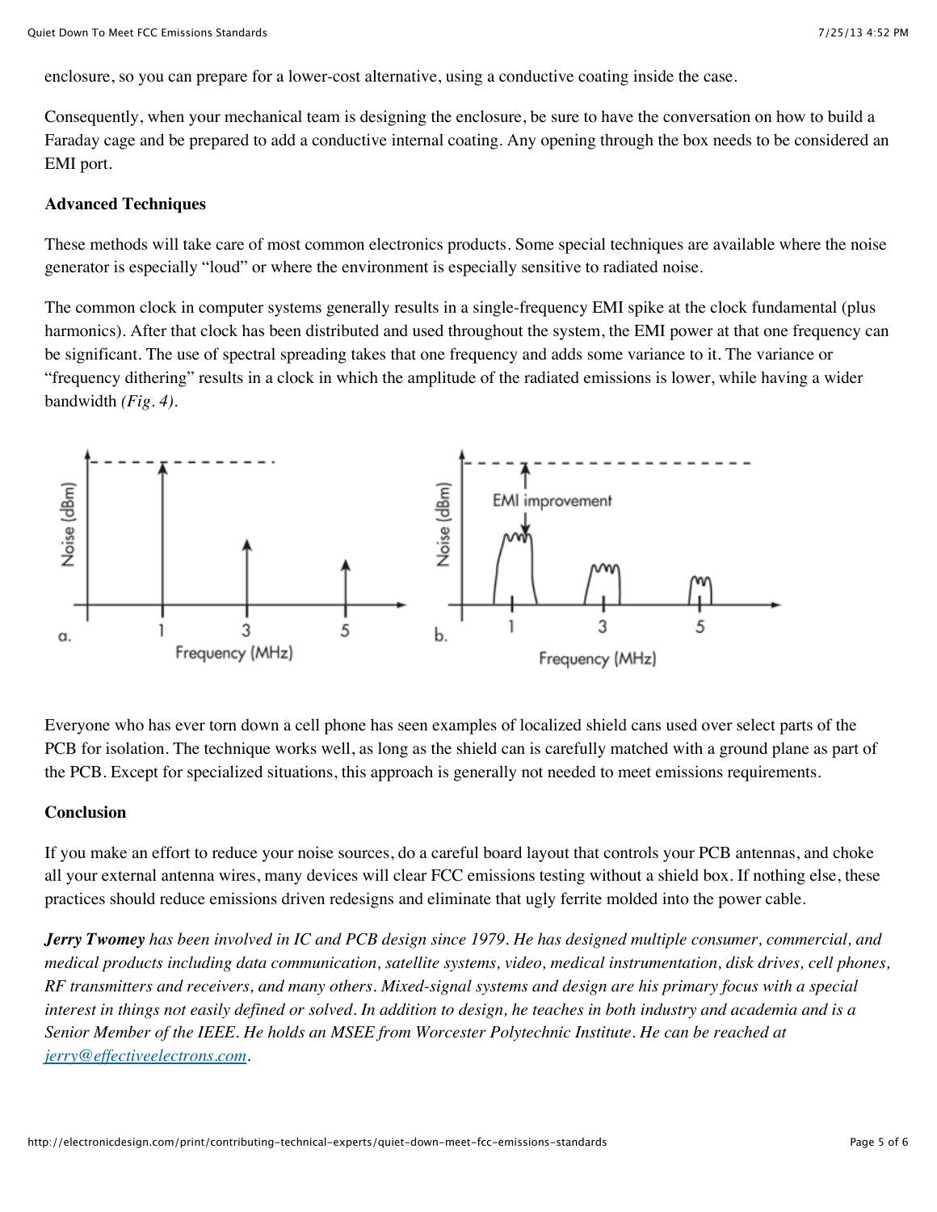enclosure, so you can prepare for a lower-cost alternative, using a conductive coating inside the case.

Consequently, when your mechanical team is designing the enclosure, be sure to have the conversation on how to build a Faraday cage and be prepared to add a conductive internal coating. Any opening through the box needs to be considered an EMI port.

**Advanced Techniques**

These methods will take care of most common electronics products. Some special techniques are available where the noise generator is especially "loud" or where the environment is especially sensitive to radiated noise.

The common clock in computer systems generally results in a single-frequency EMI spike at the clock fundamental (plus harmonics). After that clock has been distributed and used throughout the system, the EMI power at that one frequency can be significant. The use of spectral spreading takes that one frequency and adds some variance to it. The variance or "frequency dithering" results in a clock in which the amplitude of the radiated emissions is lower, while having a wider bandwidth *(Fig. 4)*.

Everyone who has ever torn down a cell phone has seen examples of localized shield cans used over select parts of the PCB for isolation. The technique works well, as long as the shield can is carefully matched with a ground plane as part of the PCB. Except for specialized situations, this approach is generally not needed to meet emissions requirements.

**Conclusion**

If you make an effort to reduce your noise sources, do a careful board layout that controls your PCB antennas, and choke all your external antenna wires, many devices will clear FCC emissions testing without a shield box. If nothing else, these practices should reduce emissions driven redesigns and eliminate that ugly ferrite molded into the power cable.

***Jerry Twomey*** *has been involved in IC and PCB design since 1979. He has designed multiple consumer, commercial, and medical products including data communication, satellite systems, video, medical instrumentation, disk drives, cell phones, RF transmitters and receivers, and many others. Mixed-signal systems and design are his primary focus with a special interest in things not easily defined or solved. In addition to design, he teaches in both industry and academia and is a Senior Member of the IEEE. He holds an MSEE from Worcester Polytechnic Institute. He can be reached at [jerry@effectiveelectrons.com](mailto:jerry@effectiveelectrons.com).*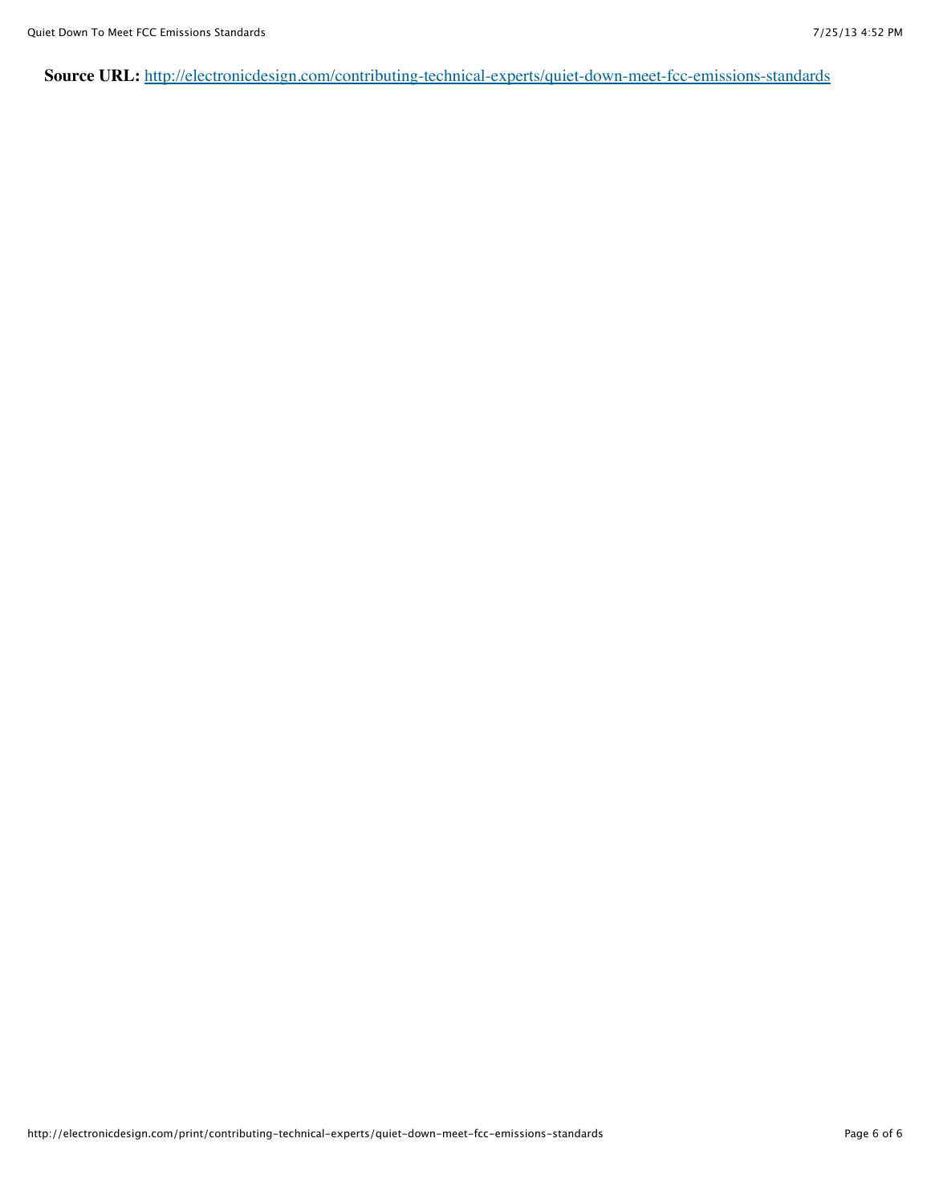**Source URL:** http://electronicdesign.com/contributing-technical-experts/quiet-down-meet-fcc-emissions-standards